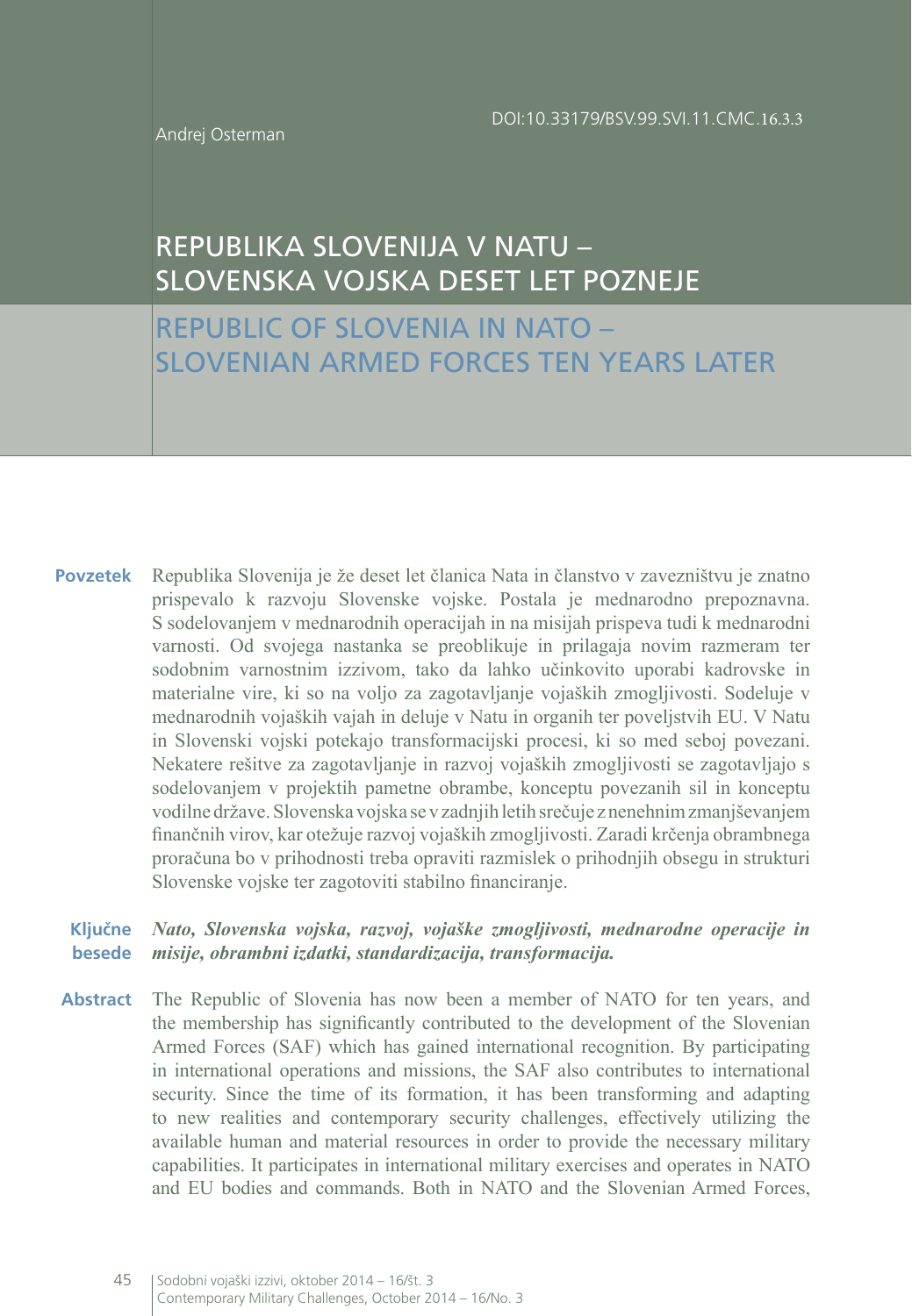Andrej Osterman

DOI:10.33179/BSV.99.SVI.11.CMC.16.3.3

# REPUBLIKA SLOVENIJA V NATU – SLOVENSKA VOJSKA DESET LET POZNEJE

# REPUBLIC OF SLOVENIA IN NATO – SLOVENIAN ARMED FORCES TEN YEARS LATER

**Povzetek** Republika Slovenija je že deset let članica Nata in članstvo v zavezništvu je znatno prispevalo k razvoju Slovenske vojske. Postala je mednarodno prepoznavna. S sodelovanjem v mednarodnih operacijah in na misijah prispeva tudi k mednarodni varnosti. Od svojega nastanka se preoblikuje in prilagaja novim razmeram ter sodobnim varnostnim izzivom, tako da lahko učinkovito uporabi kadrovske in materialne vire, ki so na voljo za zagotavljanje vojaških zmogljivosti. Sodeluje v mednarodnih vojaških vajah in deluje v Natu in organih ter poveljstvih EU. V Natu in Slovenski vojski potekajo transformacijski procesi, ki so med seboj povezani. Nekatere rešitve za zagotavljanje in razvoj vojaških zmogljivosti se zagotavljajo s sodelovanjem v projektih pametne obrambe, konceptu povezanih sil in konceptu vodilne države. Slovenska vojska se v zadnjih letih srečuje z nenehnim zmanjševanjem finančnih virov, kar otežuje razvoj vojaških zmogljivosti. Zaradi krčenja obrambnega proračuna bo v prihodnosti treba opraviti razmislek o prihodnjih obsegu in strukturi Slovenske vojske ter zagotoviti stabilno financiranje.

**Ključne besede** ***Nato, Slovenska vojska, razvoj, vojaške zmogljivosti, mednarodne operacije in misije, obrambni izdatki, standardizacija, transformacija.***

**Abstract** The Republic of Slovenia has now been a member of NATO for ten years, and the membership has significantly contributed to the development of the Slovenian Armed Forces (SAF) which has gained international recognition. By participating in international operations and missions, the SAF also contributes to international security. Since the time of its formation, it has been transforming and adapting to new realities and contemporary security challenges, effectively utilizing the available human and material resources in order to provide the necessary military capabilities. It participates in international military exercises and operates in NATO and EU bodies and commands. Both in NATO and the Slovenian Armed Forces,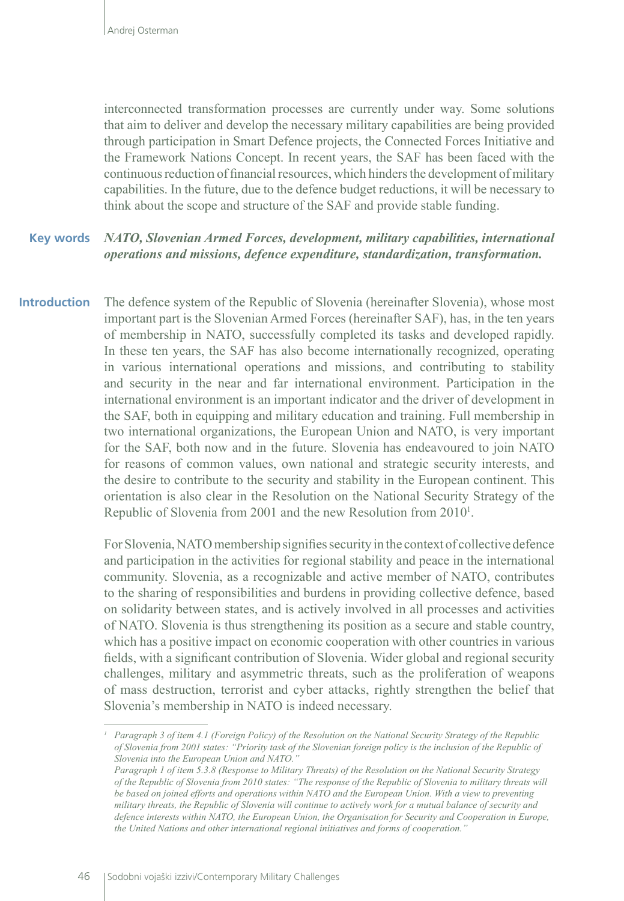interconnected transformation processes are currently under way. Some solutions that aim to deliver and develop the necessary military capabilities are being provided through participation in Smart Defence projects, the Connected Forces Initiative and the Framework Nations Concept. In recent years, the SAF has been faced with the continuous reduction of financial resources, which hinders the development of military capabilities. In the future, due to the defence budget reductions, it will be necessary to think about the scope and structure of the SAF and provide stable funding.

**Key words** ***NATO, Slovenian Armed Forces, development, military capabilities, international operations and missions, defence expenditure, standardization, transformation.***

## Introduction

The defence system of the Republic of Slovenia (hereinafter Slovenia), whose most important part is the Slovenian Armed Forces (hereinafter SAF), has, in the ten years of membership in NATO, successfully completed its tasks and developed rapidly. In these ten years, the SAF has also become internationally recognized, operating in various international operations and missions, and contributing to stability and security in the near and far international environment. Participation in the international environment is an important indicator and the driver of development in the SAF, both in equipping and military education and training. Full membership in two international organizations, the European Union and NATO, is very important for the SAF, both now and in the future. Slovenia has endeavoured to join NATO for reasons of common values, own national and strategic security interests, and the desire to contribute to the security and stability in the European continent. This orientation is also clear in the Resolution on the National Security Strategy of the Republic of Slovenia from 2001 and the new Resolution from 2010[1].

For Slovenia, NATO membership signifies security in the context of collective defence and participation in the activities for regional stability and peace in the international community. Slovenia, as a recognizable and active member of NATO, contributes to the sharing of responsibilities and burdens in providing collective defence, based on solidarity between states, and is actively involved in all processes and activities of NATO. Slovenia is thus strengthening its position as a secure and stable country, which has a positive impact on economic cooperation with other countries in various fields, with a significant contribution of Slovenia. Wider global and regional security challenges, military and asymmetric threats, such as the proliferation of weapons of mass destruction, terrorist and cyber attacks, rightly strengthen the belief that Slovenia's membership in NATO is indeed necessary.

---

[1] *Paragraph 3 of item 4.1 (Foreign Policy) of the Resolution on the National Security Strategy of the Republic of Slovenia from 2001 states: "Priority task of the Slovenian foreign policy is the inclusion of the Republic of Slovenia into the European Union and NATO."*
*Paragraph 1 of item 5.3.8 (Response to Military Threats) of the Resolution on the National Security Strategy of the Republic of Slovenia from 2010 states: "The response of the Republic of Slovenia to military threats will be based on joined efforts and operations within NATO and the European Union. With a view to preventing military threats, the Republic of Slovenia will continue to actively work for a mutual balance of security and defence interests within NATO, the European Union, the Organisation for Security and Cooperation in Europe, the United Nations and other international regional initiatives and forms of cooperation."*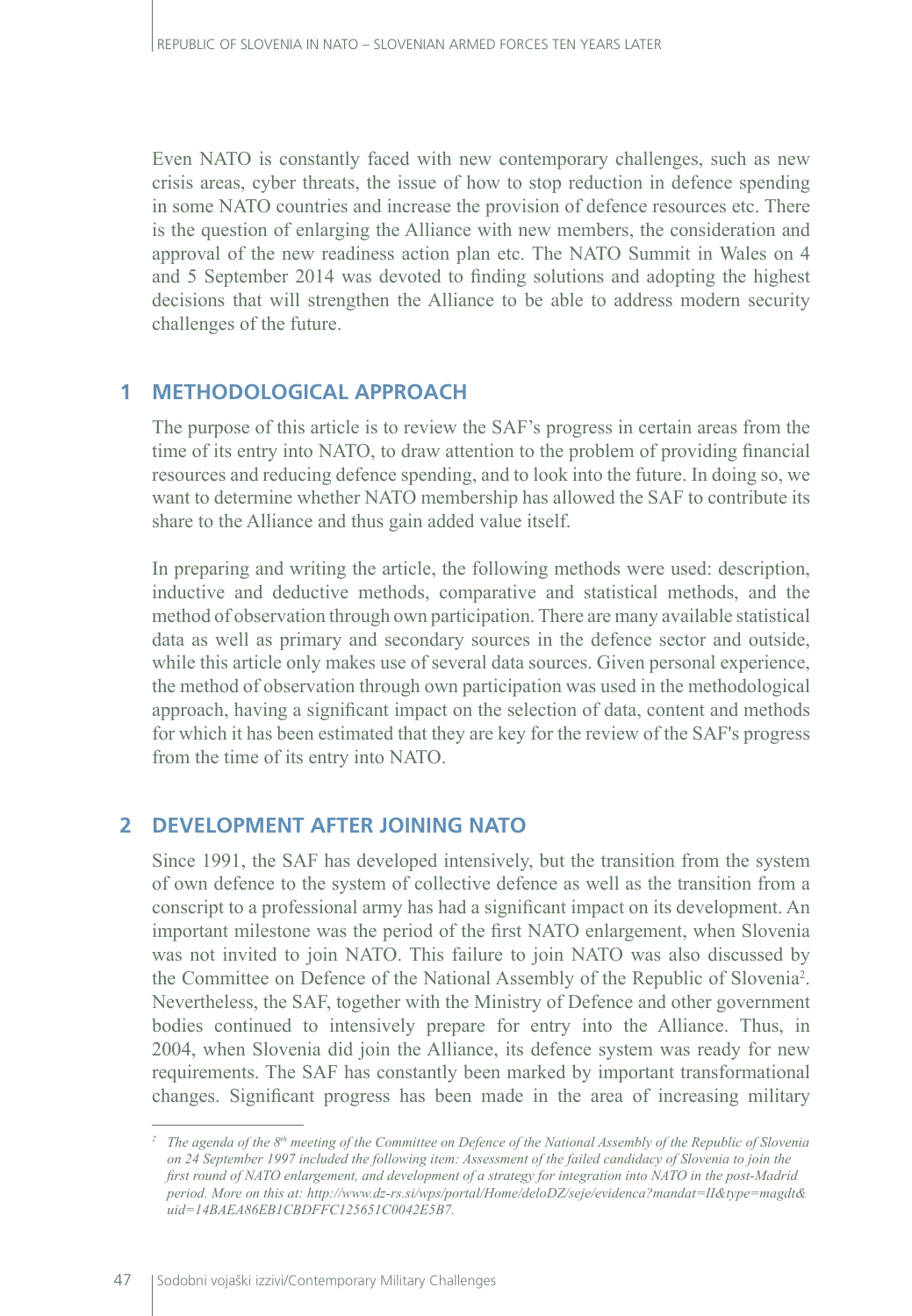Even NATO is constantly faced with new contemporary challenges, such as new crisis areas, cyber threats, the issue of how to stop reduction in defence spending in some NATO countries and increase the provision of defence resources etc. There is the question of enlarging the Alliance with new members, the consideration and approval of the new readiness action plan etc. The NATO Summit in Wales on 4 and 5 September 2014 was devoted to finding solutions and adopting the highest decisions that will strengthen the Alliance to be able to address modern security challenges of the future.

## 1 METHODOLOGICAL APPROACH

The purpose of this article is to review the SAF's progress in certain areas from the time of its entry into NATO, to draw attention to the problem of providing financial resources and reducing defence spending, and to look into the future. In doing so, we want to determine whether NATO membership has allowed the SAF to contribute its share to the Alliance and thus gain added value itself.

In preparing and writing the article, the following methods were used: description, inductive and deductive methods, comparative and statistical methods, and the method of observation through own participation. There are many available statistical data as well as primary and secondary sources in the defence sector and outside, while this article only makes use of several data sources. Given personal experience, the method of observation through own participation was used in the methodological approach, having a significant impact on the selection of data, content and methods for which it has been estimated that they are key for the review of the SAF's progress from the time of its entry into NATO.

## 2 DEVELOPMENT AFTER JOINING NATO

Since 1991, the SAF has developed intensively, but the transition from the system of own defence to the system of collective defence as well as the transition from a conscript to a professional army has had a significant impact on its development. An important milestone was the period of the first NATO enlargement, when Slovenia was not invited to join NATO. This failure to join NATO was also discussed by the Committee on Defence of the National Assembly of the Republic of Slovenia[2]. Nevertheless, the SAF, together with the Ministry of Defence and other government bodies continued to intensively prepare for entry into the Alliance. Thus, in 2004, when Slovenia did join the Alliance, its defence system was ready for new requirements. The SAF has constantly been marked by important transformational changes. Significant progress has been made in the area of increasing military

---

[2] *The agenda of the 8th meeting of the Committee on Defence of the National Assembly of the Republic of Slovenia on 24 September 1997 included the following item: Assessment of the failed candidacy of Slovenia to join the first round of NATO enlargement, and development of a strategy for integration into NATO in the post-Madrid period. More on this at: http://www.dz-rs.si/wps/portal/Home/deloDZ/seje/evidenca?mandat=II&type=magdt&uid=14BAEA86EB1CBDFFC125651C0042E5B7.*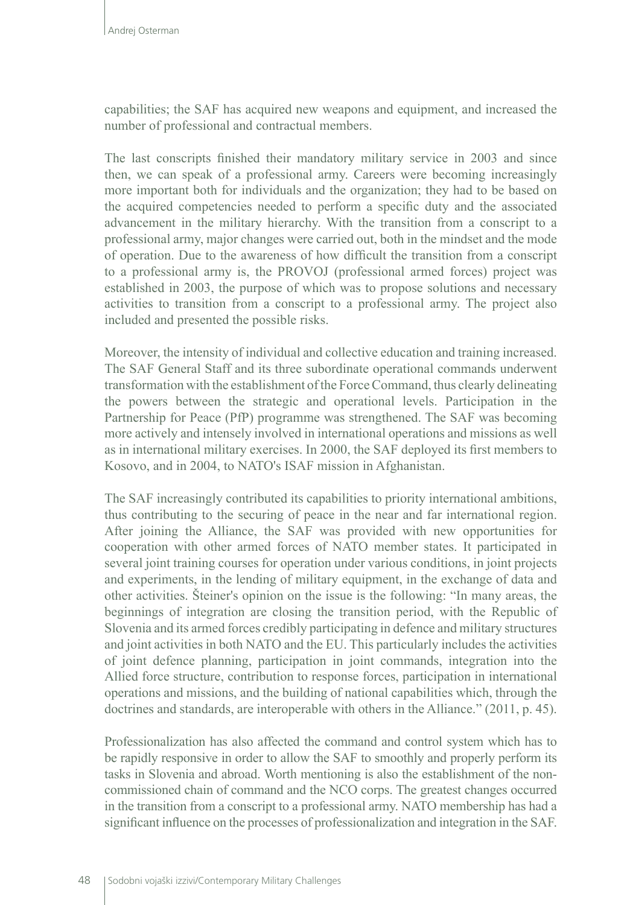capabilities; the SAF has acquired new weapons and equipment, and increased the number of professional and contractual members.

The last conscripts finished their mandatory military service in 2003 and since then, we can speak of a professional army. Careers were becoming increasingly more important both for individuals and the organization; they had to be based on the acquired competencies needed to perform a specific duty and the associated advancement in the military hierarchy. With the transition from a conscript to a professional army, major changes were carried out, both in the mindset and the mode of operation. Due to the awareness of how difficult the transition from a conscript to a professional army is, the PROVOJ (professional armed forces) project was established in 2003, the purpose of which was to propose solutions and necessary activities to transition from a conscript to a professional army. The project also included and presented the possible risks.

Moreover, the intensity of individual and collective education and training increased. The SAF General Staff and its three subordinate operational commands underwent transformation with the establishment of the Force Command, thus clearly delineating the powers between the strategic and operational levels. Participation in the Partnership for Peace (PfP) programme was strengthened. The SAF was becoming more actively and intensely involved in international operations and missions as well as in international military exercises. In 2000, the SAF deployed its first members to Kosovo, and in 2004, to NATO's ISAF mission in Afghanistan.

The SAF increasingly contributed its capabilities to priority international ambitions, thus contributing to the securing of peace in the near and far international region. After joining the Alliance, the SAF was provided with new opportunities for cooperation with other armed forces of NATO member states. It participated in several joint training courses for operation under various conditions, in joint projects and experiments, in the lending of military equipment, in the exchange of data and other activities. Šteiner's opinion on the issue is the following: "In many areas, the beginnings of integration are closing the transition period, with the Republic of Slovenia and its armed forces credibly participating in defence and military structures and joint activities in both NATO and the EU. This particularly includes the activities of joint defence planning, participation in joint commands, integration into the Allied force structure, contribution to response forces, participation in international operations and missions, and the building of national capabilities which, through the doctrines and standards, are interoperable with others in the Alliance." (2011, p. 45).

Professionalization has also affected the command and control system which has to be rapidly responsive in order to allow the SAF to smoothly and properly perform its tasks in Slovenia and abroad. Worth mentioning is also the establishment of the non-commissioned chain of command and the NCO corps. The greatest changes occurred in the transition from a conscript to a professional army. NATO membership has had a significant influence on the processes of professionalization and integration in the SAF.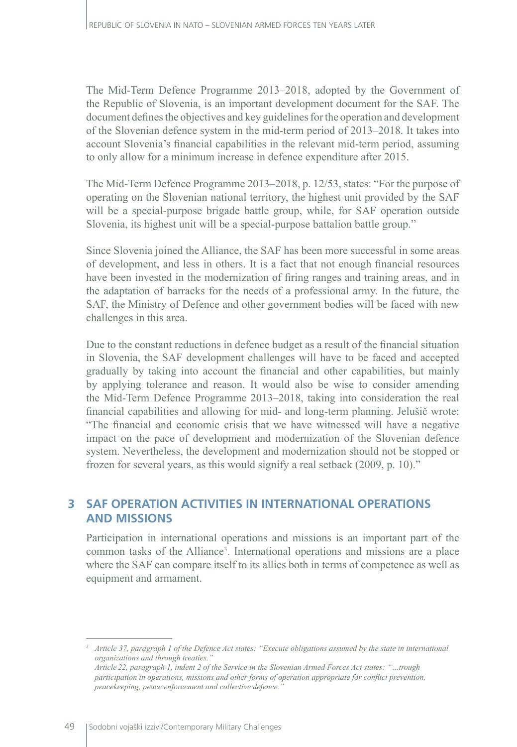The Mid-Term Defence Programme 2013–2018, adopted by the Government of the Republic of Slovenia, is an important development document for the SAF. The document defines the objectives and key guidelines for the operation and development of the Slovenian defence system in the mid-term period of 2013–2018. It takes into account Slovenia's financial capabilities in the relevant mid-term period, assuming to only allow for a minimum increase in defence expenditure after 2015.

The Mid-Term Defence Programme 2013–2018, p. 12/53, states: "For the purpose of operating on the Slovenian national territory, the highest unit provided by the SAF will be a special-purpose brigade battle group, while, for SAF operation outside Slovenia, its highest unit will be a special-purpose battalion battle group."

Since Slovenia joined the Alliance, the SAF has been more successful in some areas of development, and less in others. It is a fact that not enough financial resources have been invested in the modernization of firing ranges and training areas, and in the adaptation of barracks for the needs of a professional army. In the future, the SAF, the Ministry of Defence and other government bodies will be faced with new challenges in this area.

Due to the constant reductions in defence budget as a result of the financial situation in Slovenia, the SAF development challenges will have to be faced and accepted gradually by taking into account the financial and other capabilities, but mainly by applying tolerance and reason. It would also be wise to consider amending the Mid-Term Defence Programme 2013–2018, taking into consideration the real financial capabilities and allowing for mid- and long-term planning. Jelušič wrote: "The financial and economic crisis that we have witnessed will have a negative impact on the pace of development and modernization of the Slovenian defence system. Nevertheless, the development and modernization should not be stopped or frozen for several years, as this would signify a real setback (2009, p. 10)."

## 3 SAF OPERATION ACTIVITIES IN INTERNATIONAL OPERATIONS AND MISSIONS

Participation in international operations and missions is an important part of the common tasks of the Alliance[3]. International operations and missions are a place where the SAF can compare itself to its allies both in terms of competence as well as equipment and armament.

---

[3] *Article 37, paragraph 1 of the Defence Act states: "Execute obligations assumed by the state in international organizations and through treaties."*
*Article 22, paragraph 1, indent 2 of the Service in the Slovenian Armed Forces Act states: "...trough participation in operations, missions and other forms of operation appropriate for conflict prevention, peacekeeping, peace enforcement and collective defence."*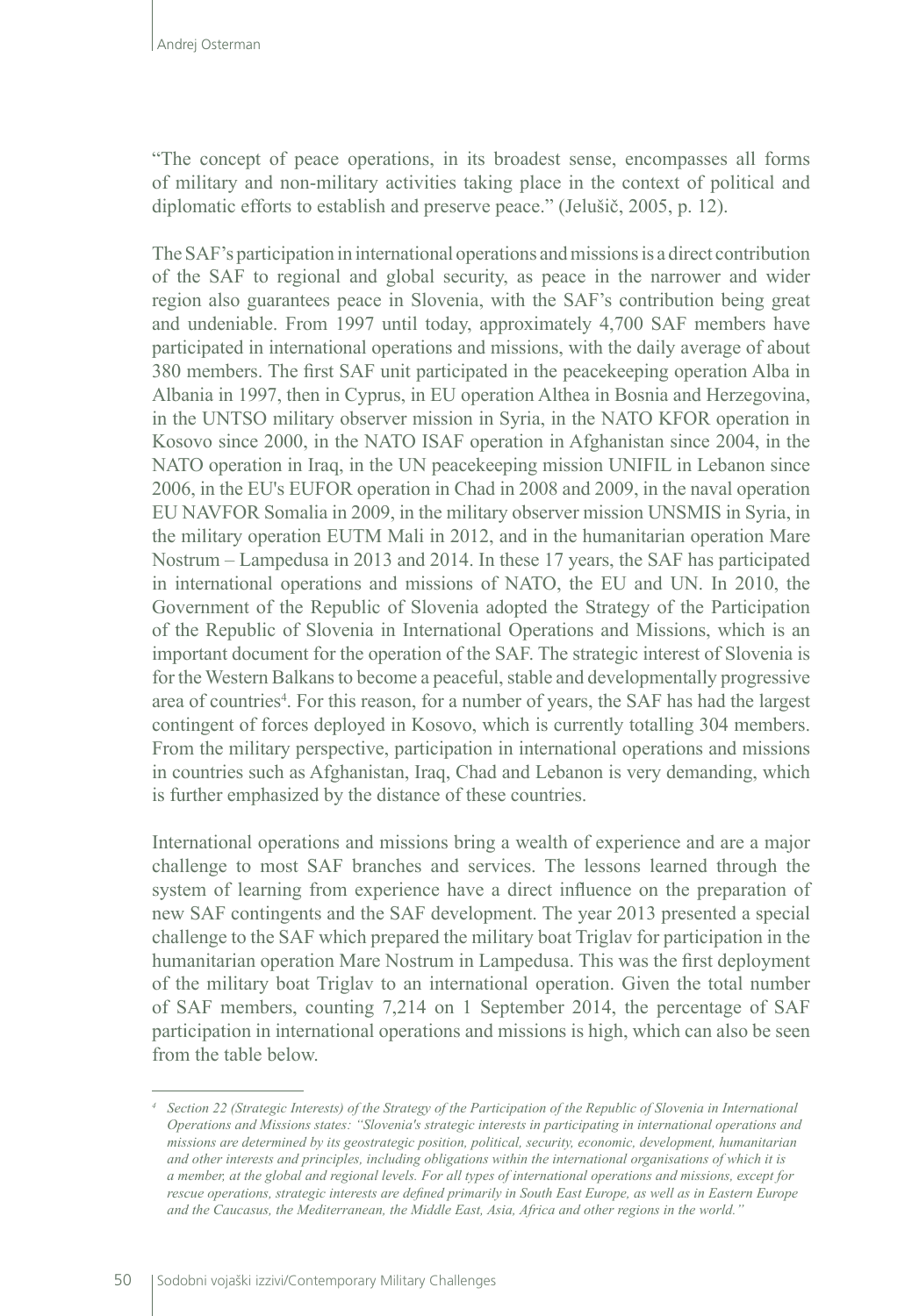"The concept of peace operations, in its broadest sense, encompasses all forms of military and non-military activities taking place in the context of political and diplomatic efforts to establish and preserve peace." (Jelušič, 2005, p. 12).

The SAF's participation in international operations and missions is a direct contribution of the SAF to regional and global security, as peace in the narrower and wider region also guarantees peace in Slovenia, with the SAF's contribution being great and undeniable. From 1997 until today, approximately 4,700 SAF members have participated in international operations and missions, with the daily average of about 380 members. The first SAF unit participated in the peacekeeping operation Alba in Albania in 1997, then in Cyprus, in EU operation Althea in Bosnia and Herzegovina, in the UNTSO military observer mission in Syria, in the NATO KFOR operation in Kosovo since 2000, in the NATO ISAF operation in Afghanistan since 2004, in the NATO operation in Iraq, in the UN peacekeeping mission UNIFIL in Lebanon since 2006, in the EU's EUFOR operation in Chad in 2008 and 2009, in the naval operation EU NAVFOR Somalia in 2009, in the military observer mission UNSMIS in Syria, in the military operation EUTM Mali in 2012, and in the humanitarian operation Mare Nostrum – Lampedusa in 2013 and 2014. In these 17 years, the SAF has participated in international operations and missions of NATO, the EU and UN. In 2010, the Government of the Republic of Slovenia adopted the Strategy of the Participation of the Republic of Slovenia in International Operations and Missions, which is an important document for the operation of the SAF. The strategic interest of Slovenia is for the Western Balkans to become a peaceful, stable and developmentally progressive area of countries[4]. For this reason, for a number of years, the SAF has had the largest contingent of forces deployed in Kosovo, which is currently totalling 304 members. From the military perspective, participation in international operations and missions in countries such as Afghanistan, Iraq, Chad and Lebanon is very demanding, which is further emphasized by the distance of these countries.

International operations and missions bring a wealth of experience and are a major challenge to most SAF branches and services. The lessons learned through the system of learning from experience have a direct influence on the preparation of new SAF contingents and the SAF development. The year 2013 presented a special challenge to the SAF which prepared the military boat Triglav for participation in the humanitarian operation Mare Nostrum in Lampedusa. This was the first deployment of the military boat Triglav to an international operation. Given the total number of SAF members, counting 7,214 on 1 September 2014, the percentage of SAF participation in international operations and missions is high, which can also be seen from the table below.

---

[4] *Section 22 (Strategic Interests) of the Strategy of the Participation of the Republic of Slovenia in International Operations and Missions states: "Slovenia's strategic interests in participating in international operations and missions are determined by its geostrategic position, political, security, economic, development, humanitarian and other interests and principles, including obligations within the international organisations of which it is a member, at the global and regional levels. For all types of international operations and missions, except for rescue operations, strategic interests are defined primarily in South East Europe, as well as in Eastern Europe and the Caucasus, the Mediterranean, the Middle East, Asia, Africa and other regions in the world."*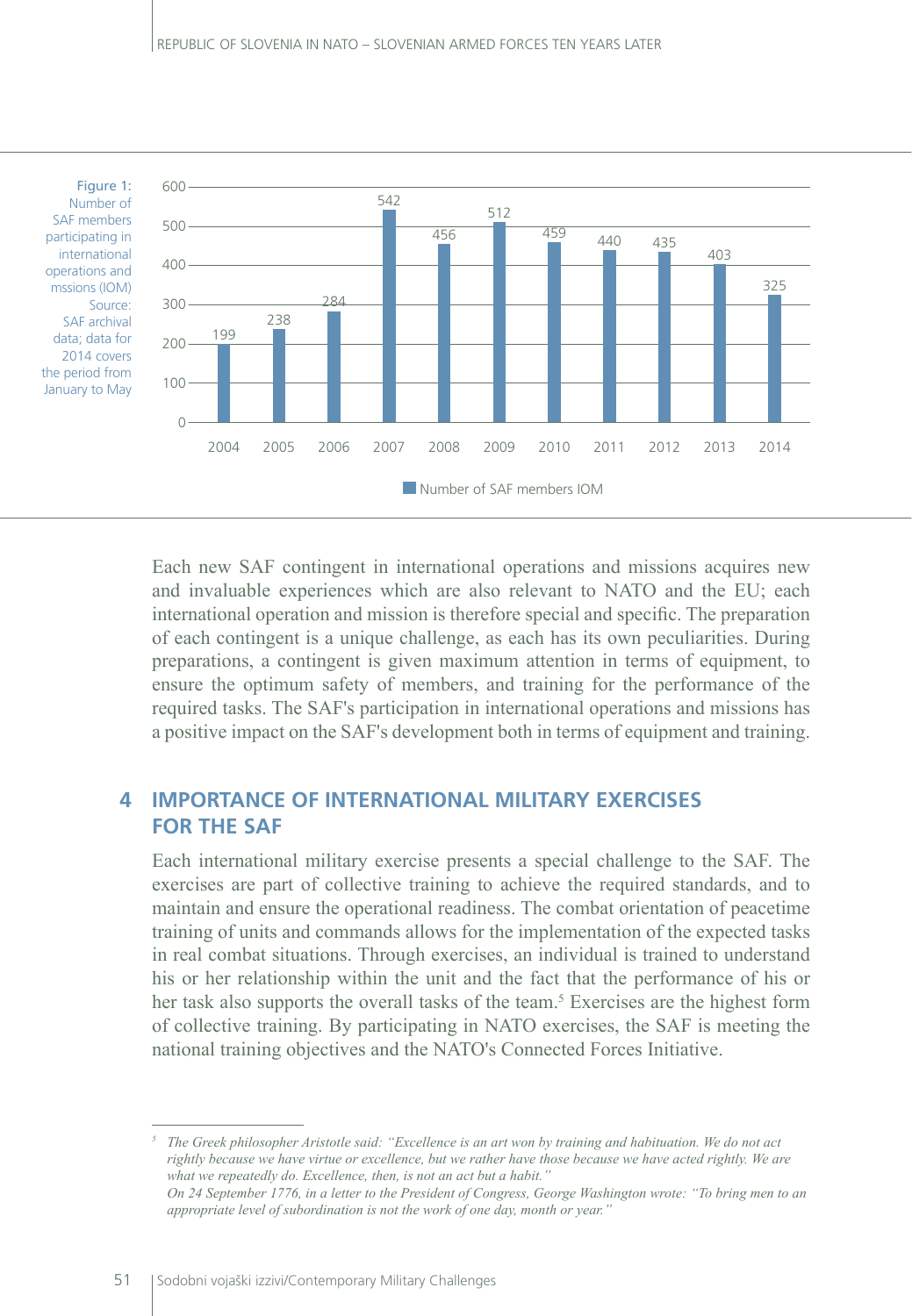Figure 1: Number of SAF members participating in international operations and mssions (IOM) Source: SAF archival data; data for 2014 covers the period from January to May

600
500
400
300
200
100
0

199 238 284 542 456 512 459 440 435 403 325

2004 2005 2006 2007 2008 2009 2010 2011 2012 2013 2014

Number of SAF members IOM

Each new SAF contingent in international operations and missions acquires new and invaluable experiences which are also relevant to NATO and the EU; each international operation and mission is therefore special and specific. The preparation of each contingent is a unique challenge, as each has its own peculiarities. During preparations, a contingent is given maximum attention in terms of equipment, to ensure the optimum safety of members, and training for the performance of the required tasks. The SAF's participation in international operations and missions has a positive impact on the SAF's development both in terms of equipment and training.

## 4 IMPORTANCE OF INTERNATIONAL MILITARY EXERCISES FOR THE SAF

Each international military exercise presents a special challenge to the SAF. The exercises are part of collective training to achieve the required standards, and to maintain and ensure the operational readiness. The combat orientation of peacetime training of units and commands allows for the implementation of the expected tasks in real combat situations. Through exercises, an individual is trained to understand his or her relationship within the unit and the fact that the performance of his or her task also supports the overall tasks of the team.[5] Exercises are the highest form of collective training. By participating in NATO exercises, the SAF is meeting the national training objectives and the NATO's Connected Forces Initiative.

---

[5] *The Greek philosopher Aristotle said: "Excellence is an art won by training and habituation. We do not act rightly because we have virtue or excellence, but we rather have those because we have acted rightly. We are what we repeatedly do. Excellence, then, is not an act but a habit."*
*On 24 September 1776, in a letter to the President of Congress, George Washington wrote: "To bring men to an appropriate level of subordination is not the work of one day, month or year."*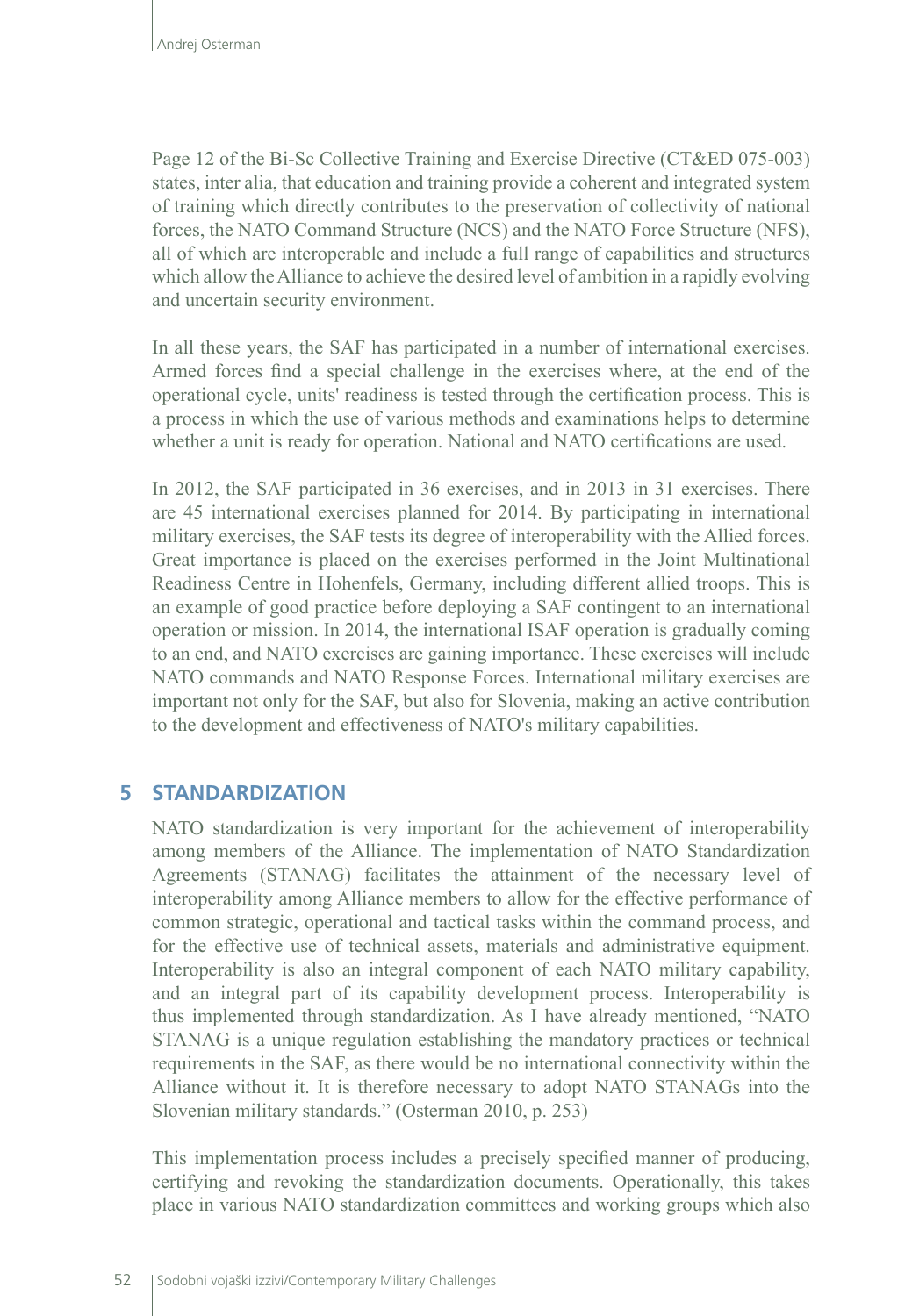Page 12 of the Bi-Sc Collective Training and Exercise Directive (CT&ED 075-003) states, inter alia, that education and training provide a coherent and integrated system of training which directly contributes to the preservation of collectivity of national forces, the NATO Command Structure (NCS) and the NATO Force Structure (NFS), all of which are interoperable and include a full range of capabilities and structures which allow the Alliance to achieve the desired level of ambition in a rapidly evolving and uncertain security environment.

In all these years, the SAF has participated in a number of international exercises. Armed forces find a special challenge in the exercises where, at the end of the operational cycle, units' readiness is tested through the certification process. This is a process in which the use of various methods and examinations helps to determine whether a unit is ready for operation. National and NATO certifications are used.

In 2012, the SAF participated in 36 exercises, and in 2013 in 31 exercises. There are 45 international exercises planned for 2014. By participating in international military exercises, the SAF tests its degree of interoperability with the Allied forces. Great importance is placed on the exercises performed in the Joint Multinational Readiness Centre in Hohenfels, Germany, including different allied troops. This is an example of good practice before deploying a SAF contingent to an international operation or mission. In 2014, the international ISAF operation is gradually coming to an end, and NATO exercises are gaining importance. These exercises will include NATO commands and NATO Response Forces. International military exercises are important not only for the SAF, but also for Slovenia, making an active contribution to the development and effectiveness of NATO's military capabilities.

## 5 STANDARDIZATION

NATO standardization is very important for the achievement of interoperability among members of the Alliance. The implementation of NATO Standardization Agreements (STANAG) facilitates the attainment of the necessary level of interoperability among Alliance members to allow for the effective performance of common strategic, operational and tactical tasks within the command process, and for the effective use of technical assets, materials and administrative equipment. Interoperability is also an integral component of each NATO military capability, and an integral part of its capability development process. Interoperability is thus implemented through standardization. As I have already mentioned, "NATO STANAG is a unique regulation establishing the mandatory practices or technical requirements in the SAF, as there would be no international connectivity within the Alliance without it. It is therefore necessary to adopt NATO STANAGs into the Slovenian military standards." (Osterman 2010, p. 253)

This implementation process includes a precisely specified manner of producing, certifying and revoking the standardization documents. Operationally, this takes place in various NATO standardization committees and working groups which also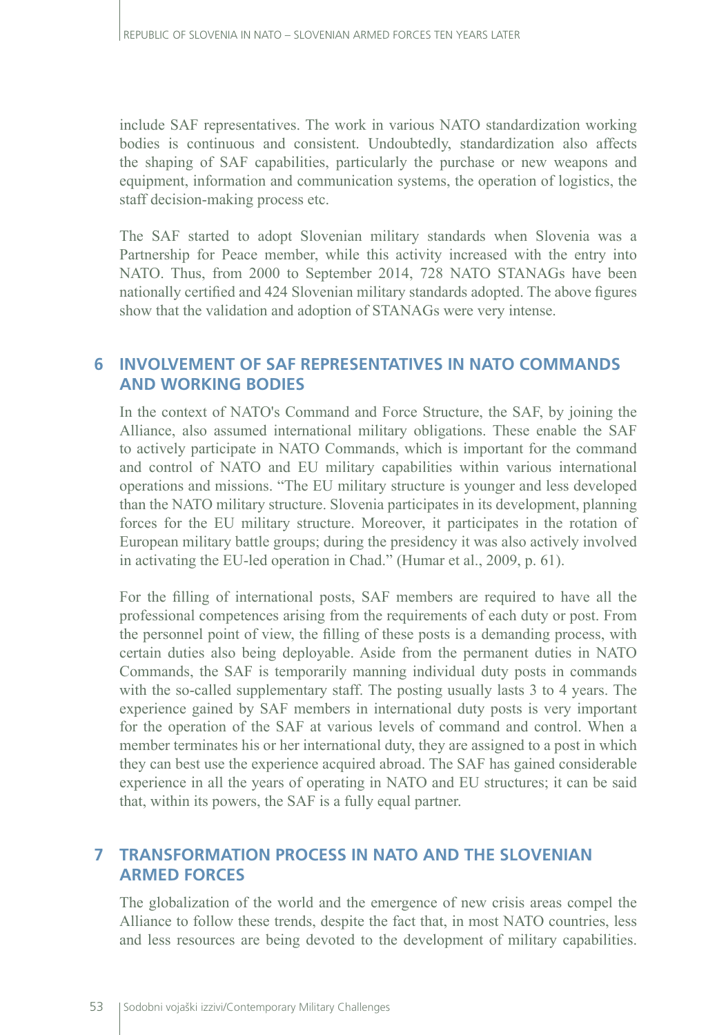include SAF representatives. The work in various NATO standardization working bodies is continuous and consistent. Undoubtedly, standardization also affects the shaping of SAF capabilities, particularly the purchase or new weapons and equipment, information and communication systems, the operation of logistics, the staff decision-making process etc.

The SAF started to adopt Slovenian military standards when Slovenia was a Partnership for Peace member, while this activity increased with the entry into NATO. Thus, from 2000 to September 2014, 728 NATO STANAGs have been nationally certified and 424 Slovenian military standards adopted. The above figures show that the validation and adoption of STANAGs were very intense.

## 6 INVOLVEMENT OF SAF REPRESENTATIVES IN NATO COMMANDS AND WORKING BODIES

In the context of NATO's Command and Force Structure, the SAF, by joining the Alliance, also assumed international military obligations. These enable the SAF to actively participate in NATO Commands, which is important for the command and control of NATO and EU military capabilities within various international operations and missions. "The EU military structure is younger and less developed than the NATO military structure. Slovenia participates in its development, planning forces for the EU military structure. Moreover, it participates in the rotation of European military battle groups; during the presidency it was also actively involved in activating the EU-led operation in Chad." (Humar et al., 2009, p. 61).

For the filling of international posts, SAF members are required to have all the professional competences arising from the requirements of each duty or post. From the personnel point of view, the filling of these posts is a demanding process, with certain duties also being deployable. Aside from the permanent duties in NATO Commands, the SAF is temporarily manning individual duty posts in commands with the so-called supplementary staff. The posting usually lasts 3 to 4 years. The experience gained by SAF members in international duty posts is very important for the operation of the SAF at various levels of command and control. When a member terminates his or her international duty, they are assigned to a post in which they can best use the experience acquired abroad. The SAF has gained considerable experience in all the years of operating in NATO and EU structures; it can be said that, within its powers, the SAF is a fully equal partner.

## 7 TRANSFORMATION PROCESS IN NATO AND THE SLOVENIAN ARMED FORCES

The globalization of the world and the emergence of new crisis areas compel the Alliance to follow these trends, despite the fact that, in most NATO countries, less and less resources are being devoted to the development of military capabilities.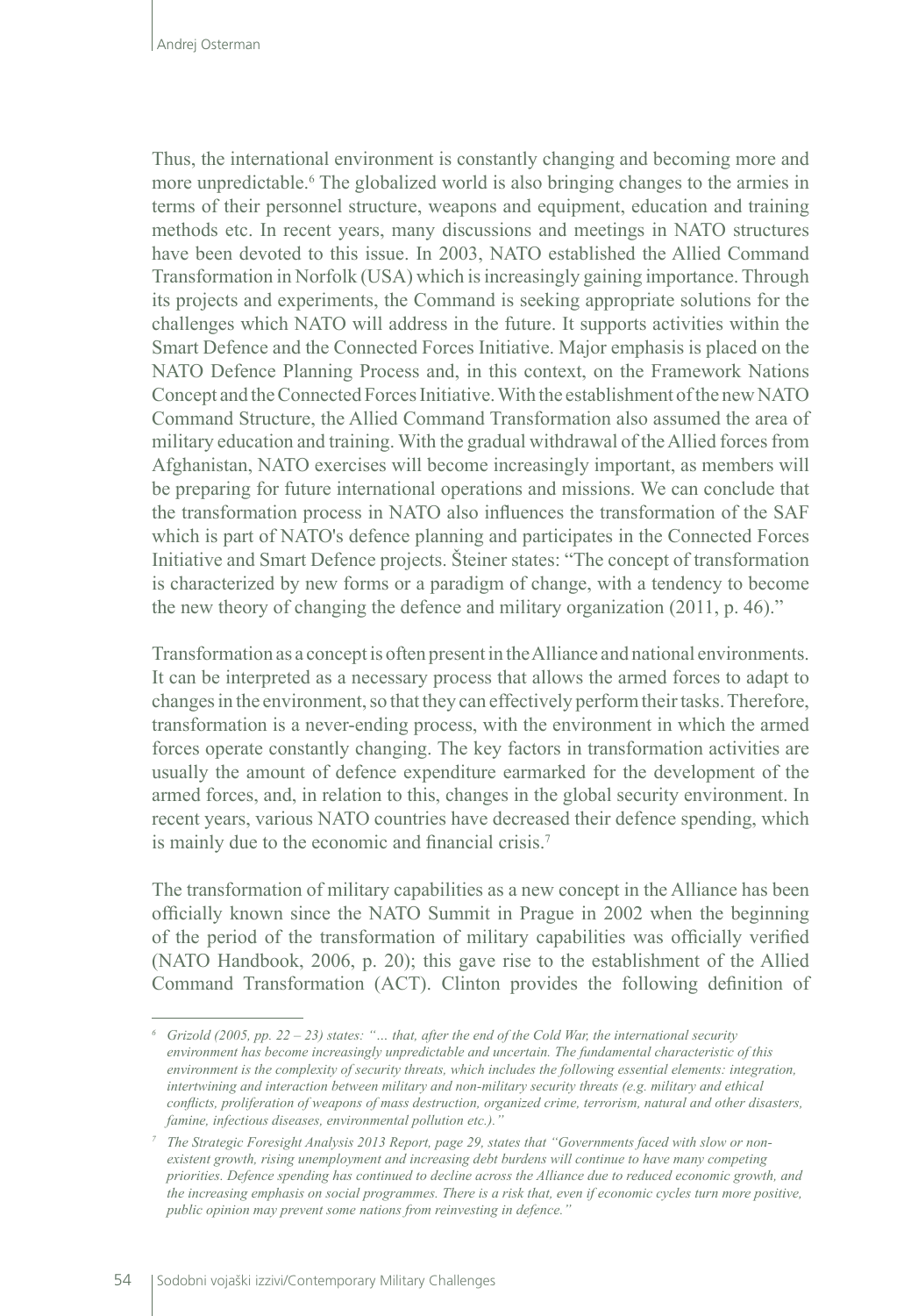Thus, the international environment is constantly changing and becoming more and more unpredictable.[6] The globalized world is also bringing changes to the armies in terms of their personnel structure, weapons and equipment, education and training methods etc. In recent years, many discussions and meetings in NATO structures have been devoted to this issue. In 2003, NATO established the Allied Command Transformation in Norfolk (USA) which is increasingly gaining importance. Through its projects and experiments, the Command is seeking appropriate solutions for the challenges which NATO will address in the future. It supports activities within the Smart Defence and the Connected Forces Initiative. Major emphasis is placed on the NATO Defence Planning Process and, in this context, on the Framework Nations Concept and the Connected Forces Initiative. With the establishment of the new NATO Command Structure, the Allied Command Transformation also assumed the area of military education and training. With the gradual withdrawal of the Allied forces from Afghanistan, NATO exercises will become increasingly important, as members will be preparing for future international operations and missions. We can conclude that the transformation process in NATO also influences the transformation of the SAF which is part of NATO's defence planning and participates in the Connected Forces Initiative and Smart Defence projects. Šteiner states: "The concept of transformation is characterized by new forms or a paradigm of change, with a tendency to become the new theory of changing the defence and military organization (2011, p. 46)."

Transformation as a concept is often present in the Alliance and national environments. It can be interpreted as a necessary process that allows the armed forces to adapt to changes in the environment, so that they can effectively perform their tasks. Therefore, transformation is a never-ending process, with the environment in which the armed forces operate constantly changing. The key factors in transformation activities are usually the amount of defence expenditure earmarked for the development of the armed forces, and, in relation to this, changes in the global security environment. In recent years, various NATO countries have decreased their defence spending, which is mainly due to the economic and financial crisis.[7]

The transformation of military capabilities as a new concept in the Alliance has been officially known since the NATO Summit in Prague in 2002 when the beginning of the period of the transformation of military capabilities was officially verified (NATO Handbook, 2006, p. 20); this gave rise to the establishment of the Allied Command Transformation (ACT). Clinton provides the following definition of

---

[6] *Grizold (2005, pp. 22 – 23) states: "... that, after the end of the Cold War, the international security environment has become increasingly unpredictable and uncertain. The fundamental characteristic of this environment is the complexity of security threats, which includes the following essential elements: integration, intertwining and interaction between military and non-military security threats (e.g. military and ethical conflicts, proliferation of weapons of mass destruction, organized crime, terrorism, natural and other disasters, famine, infectious diseases, environmental pollution etc.)."*

[7] *The Strategic Foresight Analysis 2013 Report, page 29, states that "Governments faced with slow or non-existent growth, rising unemployment and increasing debt burdens will continue to have many competing priorities. Defence spending has continued to decline across the Alliance due to reduced economic growth, and the increasing emphasis on social programmes. There is a risk that, even if economic cycles turn more positive, public opinion may prevent some nations from reinvesting in defence."*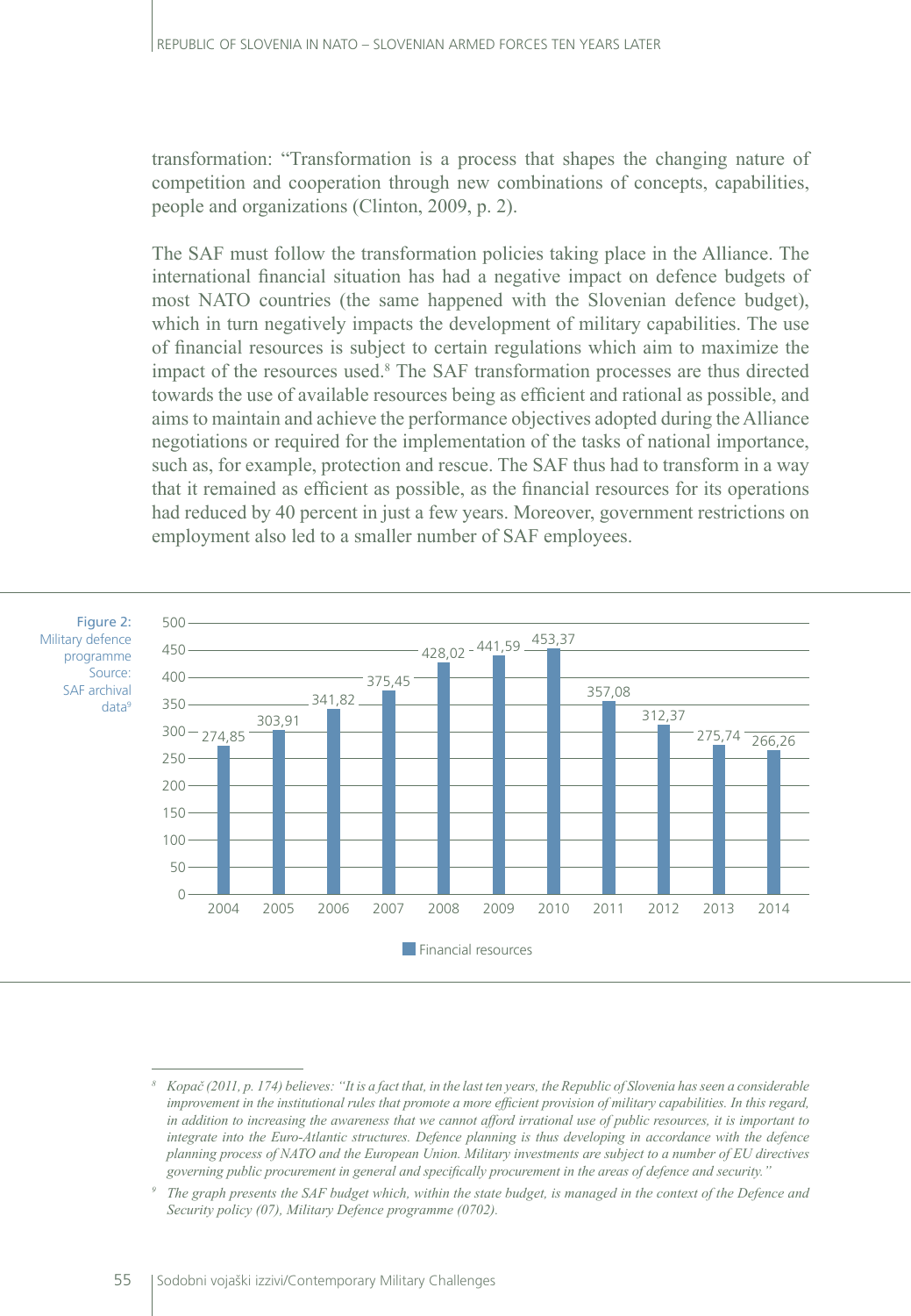transformation: "Transformation is a process that shapes the changing nature of competition and cooperation through new combinations of concepts, capabilities, people and organizations (Clinton, 2009, p. 2).

The SAF must follow the transformation policies taking place in the Alliance. The international financial situation has had a negative impact on defence budgets of most NATO countries (the same happened with the Slovenian defence budget), which in turn negatively impacts the development of military capabilities. The use of financial resources is subject to certain regulations which aim to maximize the impact of the resources used.[8] The SAF transformation processes are thus directed towards the use of available resources being as efficient and rational as possible, and aims to maintain and achieve the performance objectives adopted during the Alliance negotiations or required for the implementation of the tasks of national importance, such as, for example, protection and rescue. The SAF thus had to transform in a way that it remained as efficient as possible, as the financial resources for its operations had reduced by 40 percent in just a few years. Moreover, government restrictions on employment also led to a smaller number of SAF employees.

Figure 2: Military defence programme Source: SAF archival data[9]

500
450
400
350
300
250
200
150
100
50
0

274,85
303,91
341,82
375,45
428,02
441,59
453,37
357,08
312,37
275,74
266,26

2004 2005 2006 2007 2008 2009 2010 2011 2012 2013 2014

Financial resources

---

[8] *Kopač (2011, p. 174) believes: "It is a fact that, in the last ten years, the Republic of Slovenia has seen a considerable improvement in the institutional rules that promote a more efficient provision of military capabilities. In this regard, in addition to increasing the awareness that we cannot afford irrational use of public resources, it is important to integrate into the Euro-Atlantic structures. Defence planning is thus developing in accordance with the defence planning process of NATO and the European Union. Military investments are subject to a number of EU directives governing public procurement in general and specifically procurement in the areas of defence and security."*

[9] *The graph presents the SAF budget which, within the state budget, is managed in the context of the Defence and Security policy (07), Military Defence programme (0702).*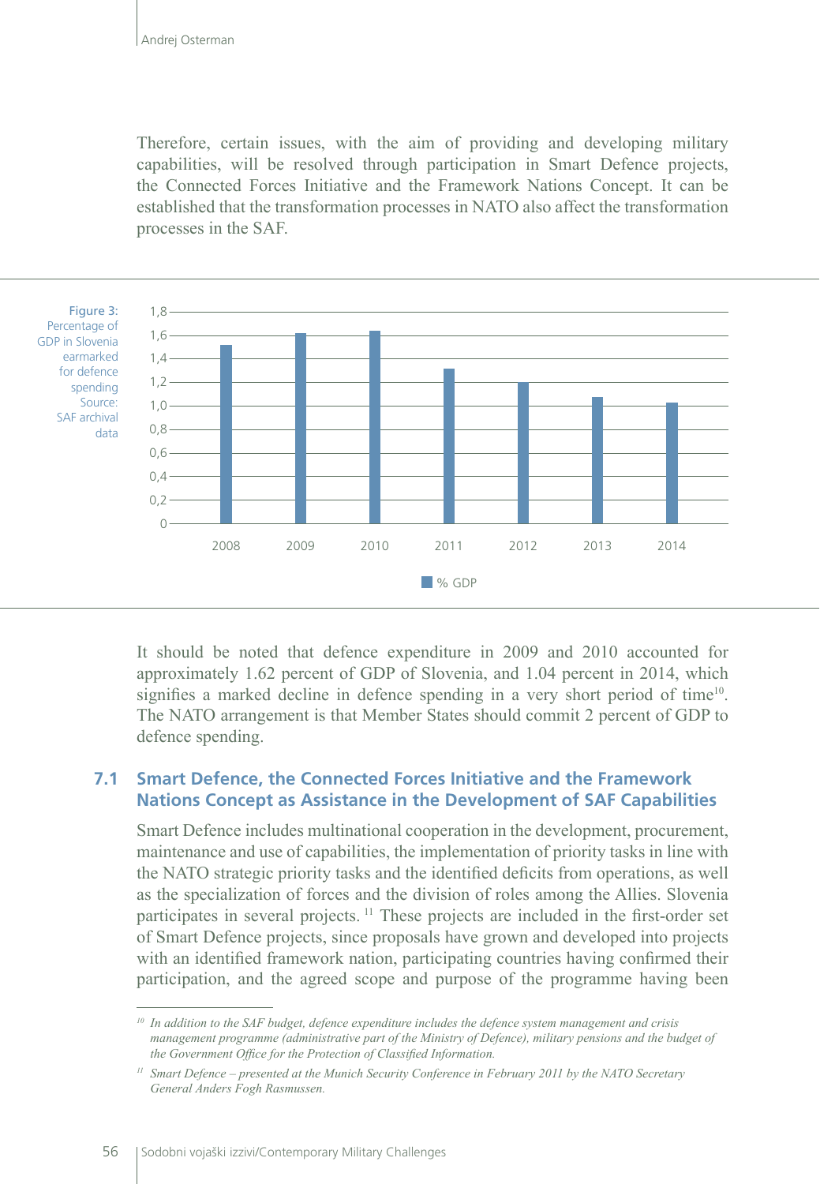Therefore, certain issues, with the aim of providing and developing military capabilities, will be resolved through participation in Smart Defence projects, the Connected Forces Initiative and the Framework Nations Concept. It can be established that the transformation processes in NATO also affect the transformation processes in the SAF.

Figure 3: Percentage of GDP in Slovenia earmarked for defence spending Source: SAF archival data

1,8
1,6
1,4
1,2
1,0
0,8
0,6
0,4
0,2
0

2008 2009 2010 2011 2012 2013 2014

% GDP

It should be noted that defence expenditure in 2009 and 2010 accounted for approximately 1.62 percent of GDP of Slovenia, and 1.04 percent in 2014, which signifies a marked decline in defence spending in a very short period of time[10]. The NATO arrangement is that Member States should commit 2 percent of GDP to defence spending.

## 7.1 Smart Defence, the Connected Forces Initiative and the Framework Nations Concept as Assistance in the Development of SAF Capabilities

Smart Defence includes multinational cooperation in the development, procurement, maintenance and use of capabilities, the implementation of priority tasks in line with the NATO strategic priority tasks and the identified deficits from operations, as well as the specialization of forces and the division of roles among the Allies. Slovenia participates in several projects. [11] These projects are included in the first-order set of Smart Defence projects, since proposals have grown and developed into projects with an identified framework nation, participating countries having confirmed their participation, and the agreed scope and purpose of the programme having been

---

[10] *In addition to the SAF budget, defence expenditure includes the defence system management and crisis management programme (administrative part of the Ministry of Defence), military pensions and the budget of the Government Office for the Protection of Classified Information.*

[11] *Smart Defence – presented at the Munich Security Conference in February 2011 by the NATO Secretary General Anders Fogh Rasmussen.*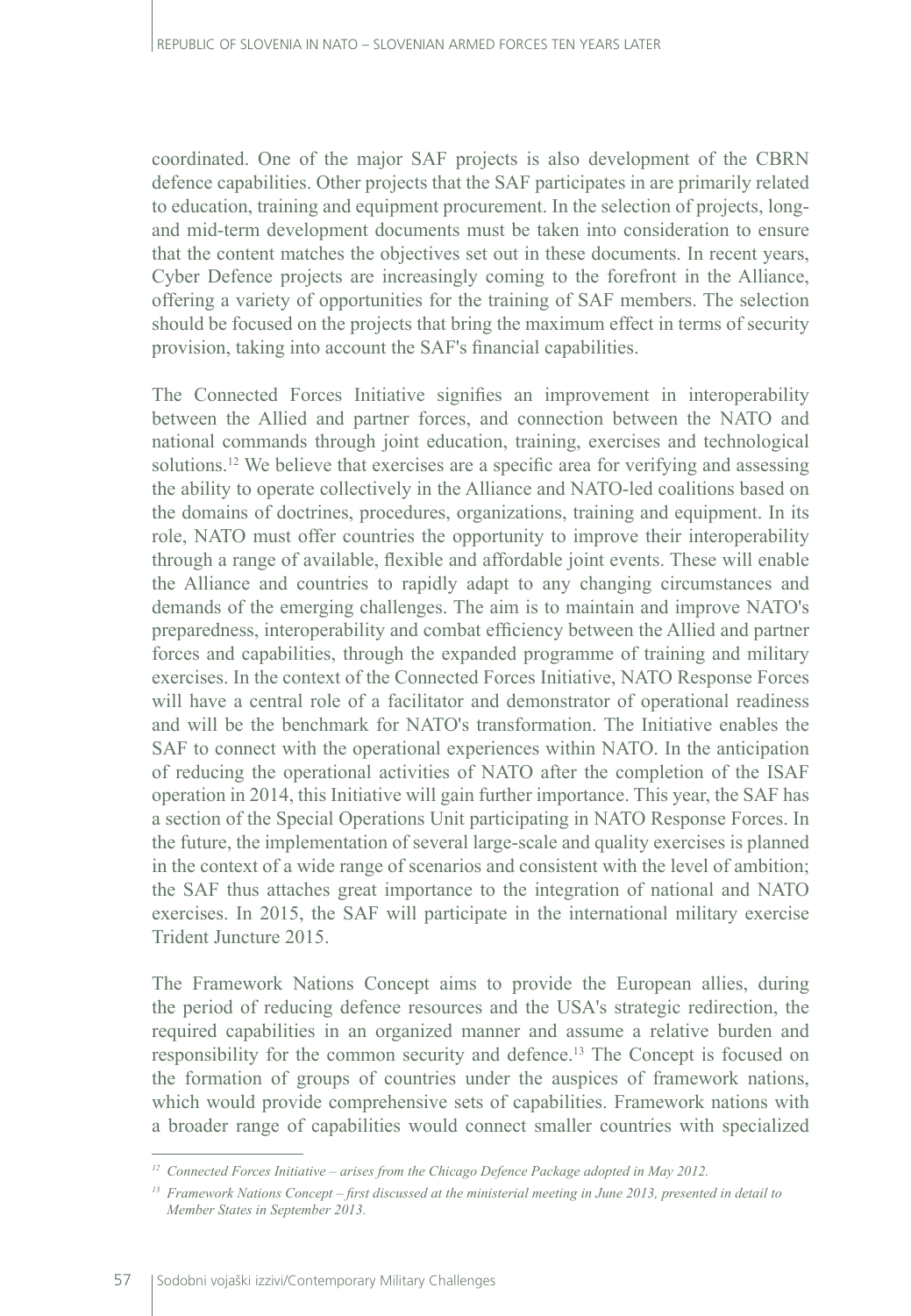coordinated. One of the major SAF projects is also development of the CBRN defence capabilities. Other projects that the SAF participates in are primarily related to education, training and equipment procurement. In the selection of projects, long- and mid-term development documents must be taken into consideration to ensure that the content matches the objectives set out in these documents. In recent years, Cyber Defence projects are increasingly coming to the forefront in the Alliance, offering a variety of opportunities for the training of SAF members. The selection should be focused on the projects that bring the maximum effect in terms of security provision, taking into account the SAF's financial capabilities.

The Connected Forces Initiative signifies an improvement in interoperability between the Allied and partner forces, and connection between the NATO and national commands through joint education, training, exercises and technological solutions.[12] We believe that exercises are a specific area for verifying and assessing the ability to operate collectively in the Alliance and NATO-led coalitions based on the domains of doctrines, procedures, organizations, training and equipment. In its role, NATO must offer countries the opportunity to improve their interoperability through a range of available, flexible and affordable joint events. These will enable the Alliance and countries to rapidly adapt to any changing circumstances and demands of the emerging challenges. The aim is to maintain and improve NATO's preparedness, interoperability and combat efficiency between the Allied and partner forces and capabilities, through the expanded programme of training and military exercises. In the context of the Connected Forces Initiative, NATO Response Forces will have a central role of a facilitator and demonstrator of operational readiness and will be the benchmark for NATO's transformation. The Initiative enables the SAF to connect with the operational experiences within NATO. In the anticipation of reducing the operational activities of NATO after the completion of the ISAF operation in 2014, this Initiative will gain further importance. This year, the SAF has a section of the Special Operations Unit participating in NATO Response Forces. In the future, the implementation of several large-scale and quality exercises is planned in the context of a wide range of scenarios and consistent with the level of ambition; the SAF thus attaches great importance to the integration of national and NATO exercises. In 2015, the SAF will participate in the international military exercise Trident Juncture 2015.

The Framework Nations Concept aims to provide the European allies, during the period of reducing defence resources and the USA's strategic redirection, the required capabilities in an organized manner and assume a relative burden and responsibility for the common security and defence.[13] The Concept is focused on the formation of groups of countries under the auspices of framework nations, which would provide comprehensive sets of capabilities. Framework nations with a broader range of capabilities would connect smaller countries with specialized

---

*[12] Connected Forces Initiative – arises from the Chicago Defence Package adopted in May 2012.*

*[13] Framework Nations Concept – first discussed at the ministerial meeting in June 2013, presented in detail to Member States in September 2013.*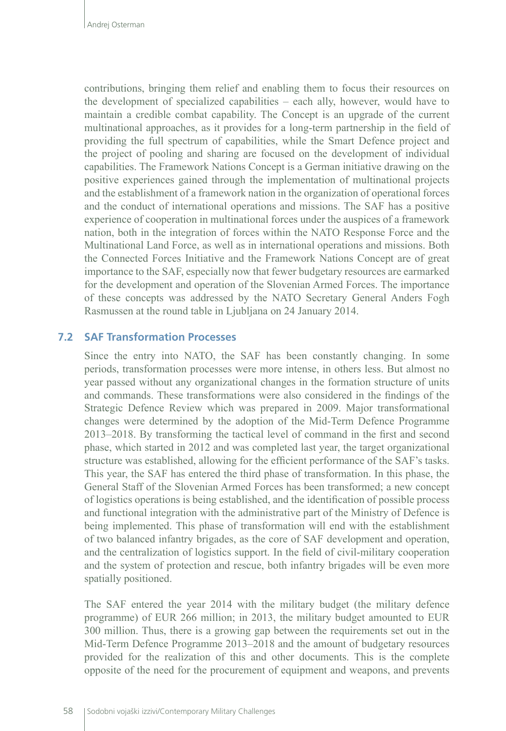contributions, bringing them relief and enabling them to focus their resources on the development of specialized capabilities – each ally, however, would have to maintain a credible combat capability. The Concept is an upgrade of the current multinational approaches, as it provides for a long-term partnership in the field of providing the full spectrum of capabilities, while the Smart Defence project and the project of pooling and sharing are focused on the development of individual capabilities. The Framework Nations Concept is a German initiative drawing on the positive experiences gained through the implementation of multinational projects and the establishment of a framework nation in the organization of operational forces and the conduct of international operations and missions. The SAF has a positive experience of cooperation in multinational forces under the auspices of a framework nation, both in the integration of forces within the NATO Response Force and the Multinational Land Force, as well as in international operations and missions. Both the Connected Forces Initiative and the Framework Nations Concept are of great importance to the SAF, especially now that fewer budgetary resources are earmarked for the development and operation of the Slovenian Armed Forces. The importance of these concepts was addressed by the NATO Secretary General Anders Fogh Rasmussen at the round table in Ljubljana on 24 January 2014.

## 7.2 SAF Transformation Processes

Since the entry into NATO, the SAF has been constantly changing. In some periods, transformation processes were more intense, in others less. But almost no year passed without any organizational changes in the formation structure of units and commands. These transformations were also considered in the findings of the Strategic Defence Review which was prepared in 2009. Major transformational changes were determined by the adoption of the Mid-Term Defence Programme 2013–2018. By transforming the tactical level of command in the first and second phase, which started in 2012 and was completed last year, the target organizational structure was established, allowing for the efficient performance of the SAF's tasks. This year, the SAF has entered the third phase of transformation. In this phase, the General Staff of the Slovenian Armed Forces has been transformed; a new concept of logistics operations is being established, and the identification of possible process and functional integration with the administrative part of the Ministry of Defence is being implemented. This phase of transformation will end with the establishment of two balanced infantry brigades, as the core of SAF development and operation, and the centralization of logistics support. In the field of civil-military cooperation and the system of protection and rescue, both infantry brigades will be even more spatially positioned.

The SAF entered the year 2014 with the military budget (the military defence programme) of EUR 266 million; in 2013, the military budget amounted to EUR 300 million. Thus, there is a growing gap between the requirements set out in the Mid-Term Defence Programme 2013–2018 and the amount of budgetary resources provided for the realization of this and other documents. This is the complete opposite of the need for the procurement of equipment and weapons, and prevents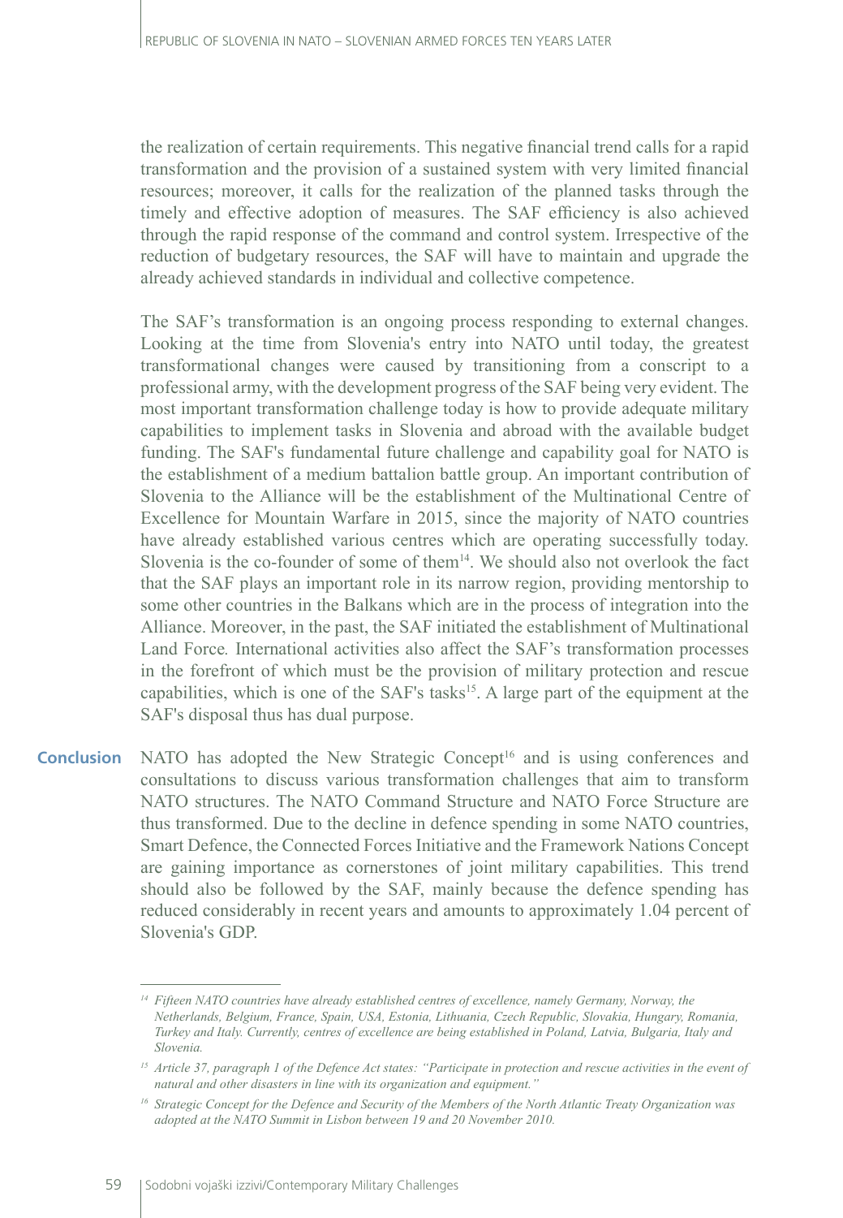the realization of certain requirements. This negative financial trend calls for a rapid transformation and the provision of a sustained system with very limited financial resources; moreover, it calls for the realization of the planned tasks through the timely and effective adoption of measures. The SAF efficiency is also achieved through the rapid response of the command and control system. Irrespective of the reduction of budgetary resources, the SAF will have to maintain and upgrade the already achieved standards in individual and collective competence.

The SAF's transformation is an ongoing process responding to external changes. Looking at the time from Slovenia's entry into NATO until today, the greatest transformational changes were caused by transitioning from a conscript to a professional army, with the development progress of the SAF being very evident. The most important transformation challenge today is how to provide adequate military capabilities to implement tasks in Slovenia and abroad with the available budget funding. The SAF's fundamental future challenge and capability goal for NATO is the establishment of a medium battalion battle group. An important contribution of Slovenia to the Alliance will be the establishment of the Multinational Centre of Excellence for Mountain Warfare in 2015, since the majority of NATO countries have already established various centres which are operating successfully today. Slovenia is the co-founder of some of them[14]. We should also not overlook the fact that the SAF plays an important role in its narrow region, providing mentorship to some other countries in the Balkans which are in the process of integration into the Alliance. Moreover, in the past, the SAF initiated the establishment of Multinational Land Force*.* International activities also affect the SAF's transformation processes in the forefront of which must be the provision of military protection and rescue capabilities, which is one of the SAF's tasks[15]. A large part of the equipment at the SAF's disposal thus has dual purpose.

## Conclusion

NATO has adopted the New Strategic Concept[16] and is using conferences and consultations to discuss various transformation challenges that aim to transform NATO structures. The NATO Command Structure and NATO Force Structure are thus transformed. Due to the decline in defence spending in some NATO countries, Smart Defence, the Connected Forces Initiative and the Framework Nations Concept are gaining importance as cornerstones of joint military capabilities. This trend should also be followed by the SAF, mainly because the defence spending has reduced considerably in recent years and amounts to approximately 1.04 percent of Slovenia's GDP.

---

[14] *Fifteen NATO countries have already established centres of excellence, namely Germany, Norway, the Netherlands, Belgium, France, Spain, USA, Estonia, Lithuania, Czech Republic, Slovakia, Hungary, Romania, Turkey and Italy. Currently, centres of excellence are being established in Poland, Latvia, Bulgaria, Italy and Slovenia.*

[15] *Article 37, paragraph 1 of the Defence Act states: "Participate in protection and rescue activities in the event of natural and other disasters in line with its organization and equipment."*

[16] *Strategic Concept for the Defence and Security of the Members of the North Atlantic Treaty Organization was adopted at the NATO Summit in Lisbon between 19 and 20 November 2010.*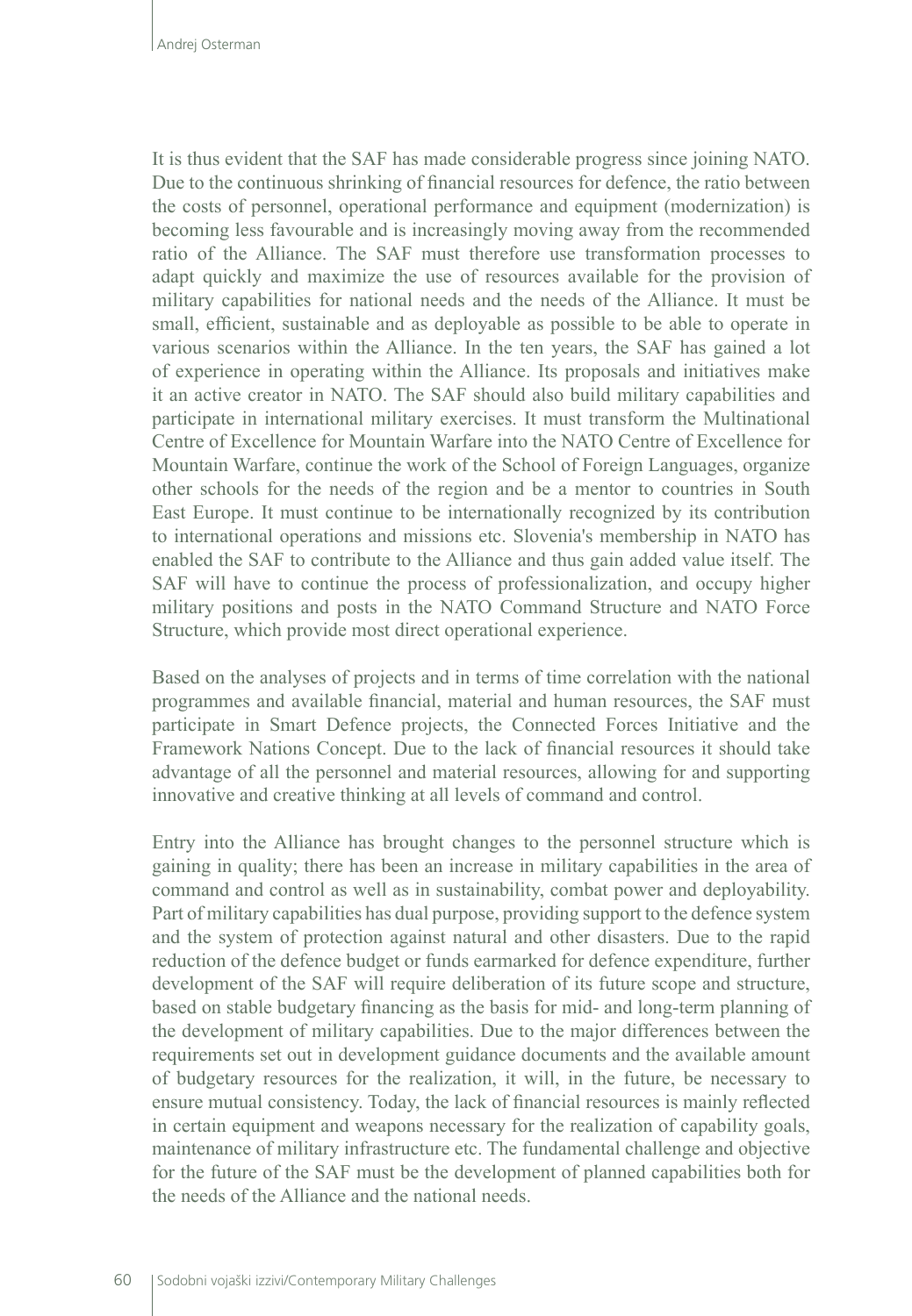It is thus evident that the SAF has made considerable progress since joining NATO. Due to the continuous shrinking of financial resources for defence, the ratio between the costs of personnel, operational performance and equipment (modernization) is becoming less favourable and is increasingly moving away from the recommended ratio of the Alliance. The SAF must therefore use transformation processes to adapt quickly and maximize the use of resources available for the provision of military capabilities for national needs and the needs of the Alliance. It must be small, efficient, sustainable and as deployable as possible to be able to operate in various scenarios within the Alliance. In the ten years, the SAF has gained a lot of experience in operating within the Alliance. Its proposals and initiatives make it an active creator in NATO. The SAF should also build military capabilities and participate in international military exercises. It must transform the Multinational Centre of Excellence for Mountain Warfare into the NATO Centre of Excellence for Mountain Warfare, continue the work of the School of Foreign Languages, organize other schools for the needs of the region and be a mentor to countries in South East Europe. It must continue to be internationally recognized by its contribution to international operations and missions etc. Slovenia's membership in NATO has enabled the SAF to contribute to the Alliance and thus gain added value itself. The SAF will have to continue the process of professionalization, and occupy higher military positions and posts in the NATO Command Structure and NATO Force Structure, which provide most direct operational experience.

Based on the analyses of projects and in terms of time correlation with the national programmes and available financial, material and human resources, the SAF must participate in Smart Defence projects, the Connected Forces Initiative and the Framework Nations Concept. Due to the lack of financial resources it should take advantage of all the personnel and material resources, allowing for and supporting innovative and creative thinking at all levels of command and control.

Entry into the Alliance has brought changes to the personnel structure which is gaining in quality; there has been an increase in military capabilities in the area of command and control as well as in sustainability, combat power and deployability. Part of military capabilities has dual purpose, providing support to the defence system and the system of protection against natural and other disasters. Due to the rapid reduction of the defence budget or funds earmarked for defence expenditure, further development of the SAF will require deliberation of its future scope and structure, based on stable budgetary financing as the basis for mid- and long-term planning of the development of military capabilities. Due to the major differences between the requirements set out in development guidance documents and the available amount of budgetary resources for the realization, it will, in the future, be necessary to ensure mutual consistency. Today, the lack of financial resources is mainly reflected in certain equipment and weapons necessary for the realization of capability goals, maintenance of military infrastructure etc. The fundamental challenge and objective for the future of the SAF must be the development of planned capabilities both for the needs of the Alliance and the national needs.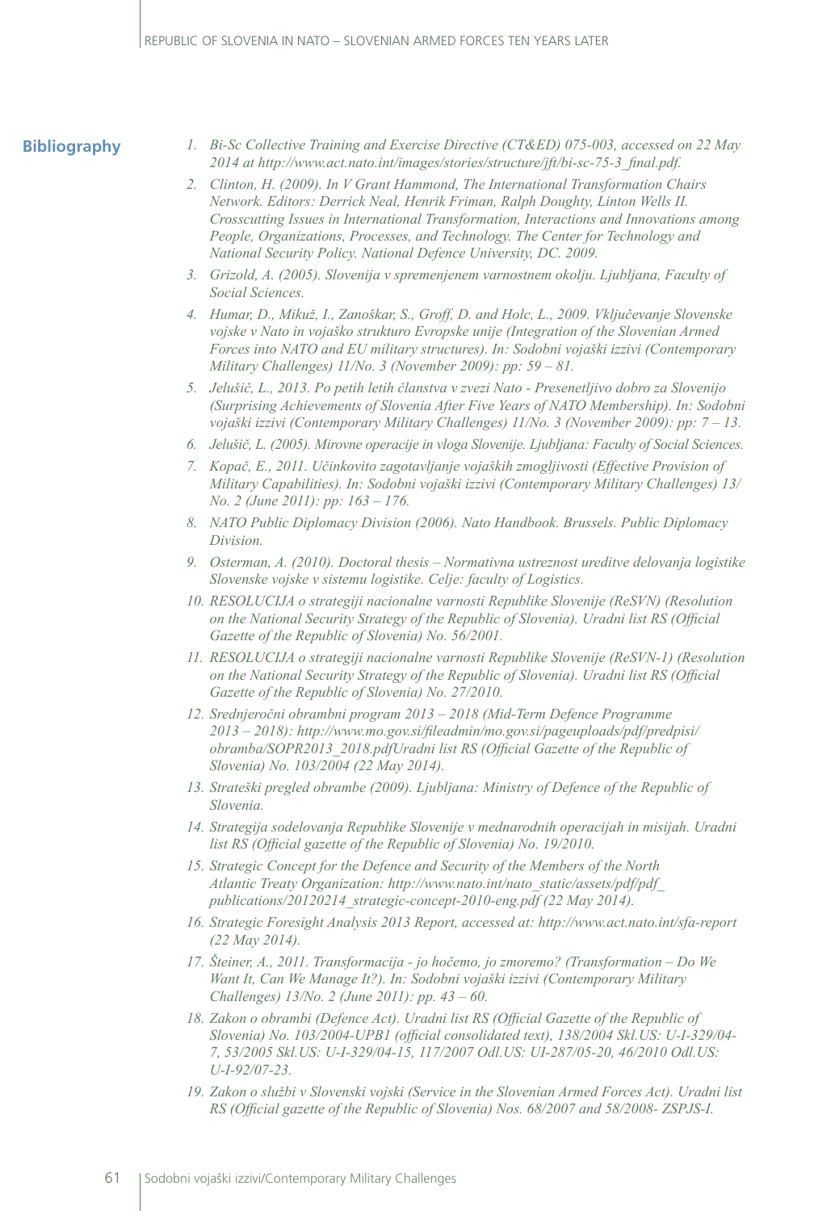## Bibliography

1. *Bi-Sc Collective Training and Exercise Directive (CT&ED) 075-003, accessed on 22 May 2014 at http://www.act.nato.int/images/stories/structure/jft/bi-sc-75-3_final.pdf.*
2. *Clinton, H. (2009). In V Grant Hammond, The International Transformation Chairs Network. Editors: Derrick Neal, Henrik Friman, Ralph Doughty, Linton Wells II. Crosscutting Issues in International Transformation, Interactions and Innovations among People, Organizations, Processes, and Technology. The Center for Technology and National Security Policy. National Defence University, DC. 2009.*
3. *Grizold, A. (2005). Slovenija v spremenjenem varnostnem okolju. Ljubljana, Faculty of Social Sciences.*
4. *Humar, D., Mikuž, I., Zanoškar, S., Groff, D. and Holc, L., 2009. Vključevanje Slovenske vojske v Nato in vojaško strukturo Evropske unije (Integration of the Slovenian Armed Forces into NATO and EU military structures). In: Sodobni vojaški izzivi (Contemporary Military Challenges) 11/No. 3 (November 2009): pp: 59 – 81.*
5. *Jelušič, L., 2013. Po petih letih članstva v zvezi Nato - Presenetljivo dobro za Slovenijo (Surprising Achievements of Slovenia After Five Years of NATO Membership). In: Sodobni vojaški izzivi (Contemporary Military Challenges) 11/No. 3 (November 2009): pp: 7 – 13.*
6. *Jelušič, L. (2005). Mirovne operacije in vloga Slovenije. Ljubljana: Faculty of Social Sciences.*
7. *Kopač, E., 2011. Učinkovito zagotavljanje vojaških zmogljivosti (Effective Provision of Military Capabilities). In: Sodobni vojaški izzivi (Contemporary Military Challenges) 13/ No. 2 (June 2011): pp: 163 – 176.*
8. *NATO Public Diplomacy Division (2006). Nato Handbook. Brussels. Public Diplomacy Division.*
9. *Osterman, A. (2010). Doctoral thesis – Normativna ustreznost ureditve delovanja logistike Slovenske vojske v sistemu logistike. Celje: faculty of Logistics.*
10. *RESOLUCIJA o strategiji nacionalne varnosti Republike Slovenije (ReSVN) (Resolution on the National Security Strategy of the Republic of Slovenia). Uradni list RS (Official Gazette of the Republic of Slovenia) No. 56/2001.*
11. *RESOLUCIJA o strategiji nacionalne varnosti Republike Slovenije (ReSVN-1) (Resolution on the National Security Strategy of the Republic of Slovenia). Uradni list RS (Official Gazette of the Republic of Slovenia) No. 27/2010.*
12. *Srednjeročni obrambni program 2013 – 2018 (Mid-Term Defence Programme 2013 – 2018): http://www.mo.gov.si/fileadmin/mo.gov.si/pageuploads/pdf/predpisi/obramba/SOPR2013_2018.pdfUradni list RS (Official Gazette of the Republic of Slovenia) No. 103/2004 (22 May 2014).*
13. *Strateški pregled obrambe (2009). Ljubljana: Ministry of Defence of the Republic of Slovenia.*
14. *Strategija sodelovanja Republike Slovenije v mednarodnih operacijah in misijah. Uradni list RS (Official gazette of the Republic of Slovenia) No. 19/2010.*
15. *Strategic Concept for the Defence and Security of the Members of the North Atlantic Treaty Organization: http://www.nato.int/nato_static/assets/pdf/pdf_publications/20120214_strategic-concept-2010-eng.pdf (22 May 2014).*
16. *Strategic Foresight Analysis 2013 Report, accessed at: http://www.act.nato.int/sfa-report (22 May 2014).*
17. *Šteiner, A., 2011. Transformacija - jo hočemo, jo zmoremo? (Transformation – Do We Want It, Can We Manage It?). In: Sodobni vojaški izzivi (Contemporary Military Challenges) 13/No. 2 (June 2011): pp. 43 – 60.*
18. *Zakon o obrambi (Defence Act). Uradni list RS (Official Gazette of the Republic of Slovenia) No. 103/2004-UPB1 (official consolidated text), 138/2004 Skl.US: U-I-329/04-7, 53/2005 Skl.US: U-I-329/04-15, 117/2007 Odl.US: UI-287/05-20, 46/2010 Odl.US: U-I-92/07-23.*
19. *Zakon o službi v Slovenski vojski (Service in the Slovenian Armed Forces Act). Uradni list RS (Official gazette of the Republic of Slovenia) Nos. 68/2007 and 58/2008- ZSPJS-I.*